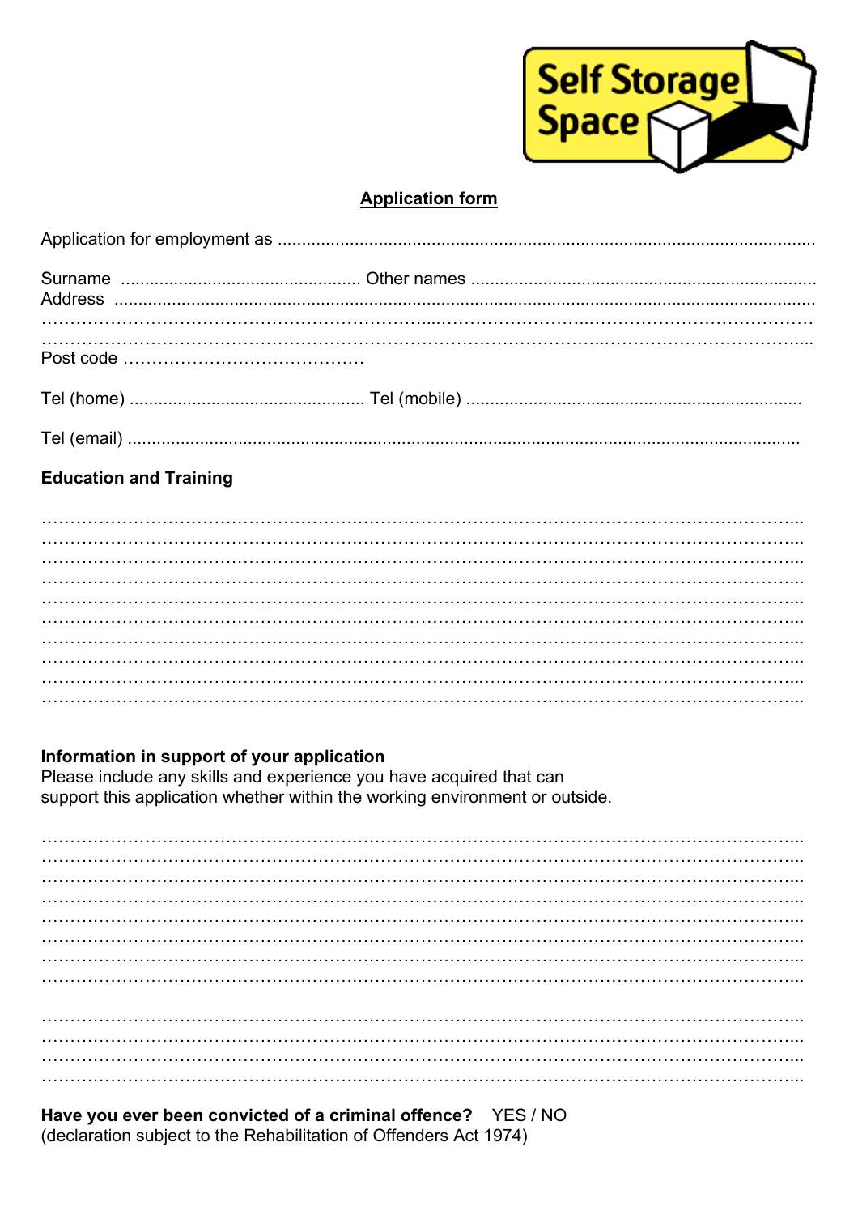Self Storage Space

## Application form

Application for employment as ..............................................................................................................

Surname .................................................. Other names ........................................................................
Address ...................................................................................................................................................
……………………………………………………………………………………………………………………
……………………………………………………………………………………………………………………
Post code ……………………………………

Tel (home) ................................................. Tel (mobile) .....................................................................

Tel (email) ..............................................................................................................................................

### Education and Training

……………………………………………………………………………………………………………………
……………………………………………………………………………………………………………………
……………………………………………………………………………………………………………………
……………………………………………………………………………………………………………………
……………………………………………………………………………………………………………………
……………………………………………………………………………………………………………………
……………………………………………………………………………………………………………………
……………………………………………………………………………………………………………………
……………………………………………………………………………………………………………………
……………………………………………………………………………………………………………………

### Information in support of your application

Please include any skills and experience you have acquired that can support this application whether within the working environment or outside.

……………………………………………………………………………………………………………………
……………………………………………………………………………………………………………………
……………………………………………………………………………………………………………………
……………………………………………………………………………………………………………………
……………………………………………………………………………………………………………………
……………………………………………………………………………………………………………………
……………………………………………………………………………………………………………………
……………………………………………………………………………………………………………………

……………………………………………………………………………………………………………………
……………………………………………………………………………………………………………………
……………………………………………………………………………………………………………………
……………………………………………………………………………………………………………………

**Have you ever been convicted of a criminal offence?** YES / NO
(declaration subject to the Rehabilitation of Offenders Act 1974)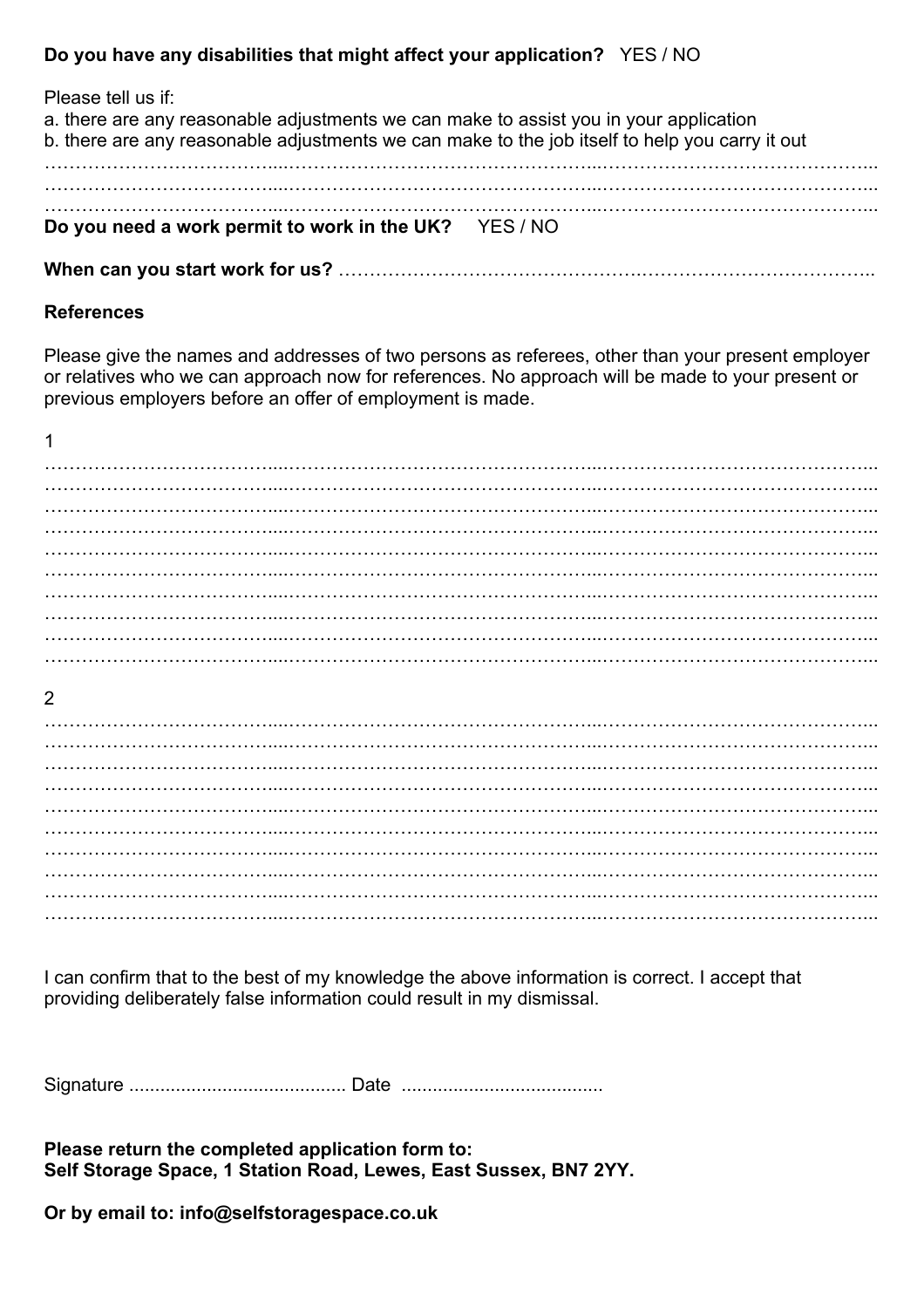**Do you have any disabilities that might affect your application?** YES / NO

Please tell us if:

a. there are any reasonable adjustments we can make to assist you in your application

b. there are any reasonable adjustments we can make to the job itself to help you carry it out

……………………………………………………………………………………………………………………………

……………………………………………………………………………………………………………………………

……………………………………………………………………………………………………………………………

**Do you need a work permit to work in the UK?** YES / NO

**When can you start work for us?** ……………………………………………………………………………

**References**

Please give the names and addresses of two persons as referees, other than your present employer or relatives who we can approach now for references. No approach will be made to your present or previous employers before an offer of employment is made.

1

……………………………………………………………………………………………………………………………

……………………………………………………………………………………………………………………………

……………………………………………………………………………………………………………………………

……………………………………………………………………………………………………………………………

……………………………………………………………………………………………………………………………

……………………………………………………………………………………………………………………………

……………………………………………………………………………………………………………………………

……………………………………………………………………………………………………………………………

……………………………………………………………………………………………………………………………

……………………………………………………………………………………………………………………………

2

……………………………………………………………………………………………………………………………

……………………………………………………………………………………………………………………………

……………………………………………………………………………………………………………………………

……………………………………………………………………………………………………………………………

……………………………………………………………………………………………………………………………

……………………………………………………………………………………………………………………………

……………………………………………………………………………………………………………………………

……………………………………………………………………………………………………………………………

……………………………………………………………………………………………………………………………

……………………………………………………………………………………………………………………………

I can confirm that to the best of my knowledge the above information is correct. I accept that providing deliberately false information could result in my dismissal.

Signature .......................................... Date .......................................

**Please return the completed application form to:**
**Self Storage Space, 1 Station Road, Lewes, East Sussex, BN7 2YY.**

**Or by email to: info@selfstoragespace.co.uk**